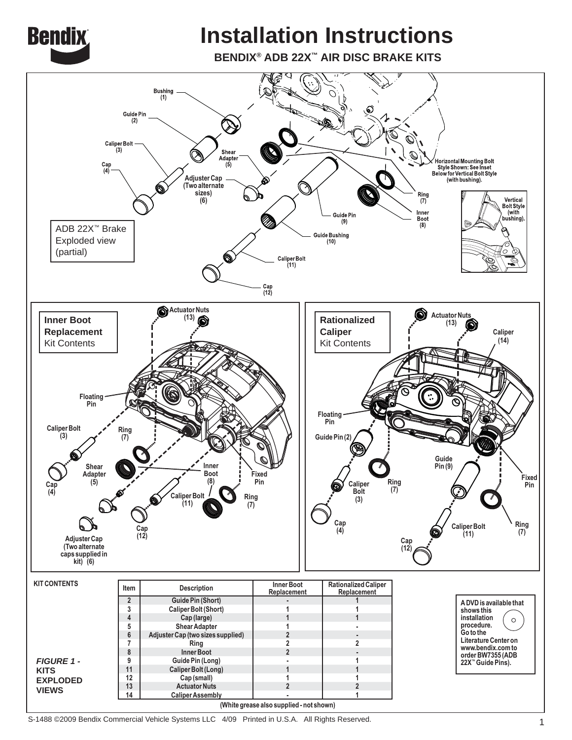# Installation Instructions

**BENDIX® ADB 22X™ AIR DISC BRAKE KITS**

ADB 22X™ Brake Exploded view (partial)

Bushing (1)
Guide Pin (2)
Caliper Bolt (3)
Cap (4)
Shear Adapter (5)
Adjuster Cap (Two alternate sizes) (6)
Ring (7)
Inner Boot (8)
Guide Pin (9)
Guide Bushing (10)
Caliper Bolt (11)
Cap (12)

Horizontal Mounting Bolt Style Shown: See Inset Below for Vertical Bolt Style (with bushing).

Vertical Bolt Style (with bushing).

**Inner Boot Replacement** Kit Contents

Actuator Nuts (13)
Floating Pin
Caliper Bolt (3)
Ring (7)
Shear Adapter (5)
Cap (4)
Inner Boot (8)
Fixed Pin
Caliper Bolt (11)
Ring (7)
Cap (12)
Adjuster Cap (Two alternate caps supplied in kit) (6)

**Rationalized Caliper** Kit Contents

Actuator Nuts (13)
Caliper (14)
Floating Pin
Guide Pin (2)
Guide Pin (9)
Fixed Pin
Caliper Bolt (3)
Ring (7)
Cap (4)
Caliper Bolt (11)
Ring (7)
Cap (12)

KIT CONTENTS

| Item | Description | Inner Boot Replacement | Rationalized Caliper Replacement |
|---|---|---|---|
| 2 | Guide Pin (Short) | - | 1 |
| 3 | Caliper Bolt (Short) | 1 | 1 |
| 4 | Cap (large) | 1 | 1 |
| 5 | Shear Adapter | 1 | - |
| 6 | Adjuster Cap (two sizes supplied) | 2 | - |
| 7 | Ring | 2 | 2 |
| 8 | Inner Boot | 2 | - |
| 9 | Guide Pin (Long) | - | 1 |
| 11 | Caliper Bolt (Long) | 1 | 1 |
| 12 | Cap (small) | 1 | 1 |
| 13 | Actuator Nuts | 2 | 2 |
| 14 | Caliper Assembly | - | 1 |

(White grease also supplied - not shown)

*FIGURE 1 -* **KITS EXPLODED VIEWS**

A DVD is available that shows this installation procedure. Go to the Literature Center on www.bendix.com to order BW7355 (ADB 22X™ Guide Pins).

S-1488 ©2009 Bendix Commercial Vehicle Systems LLC 4/09 Printed in U.S.A. All Rights Reserved.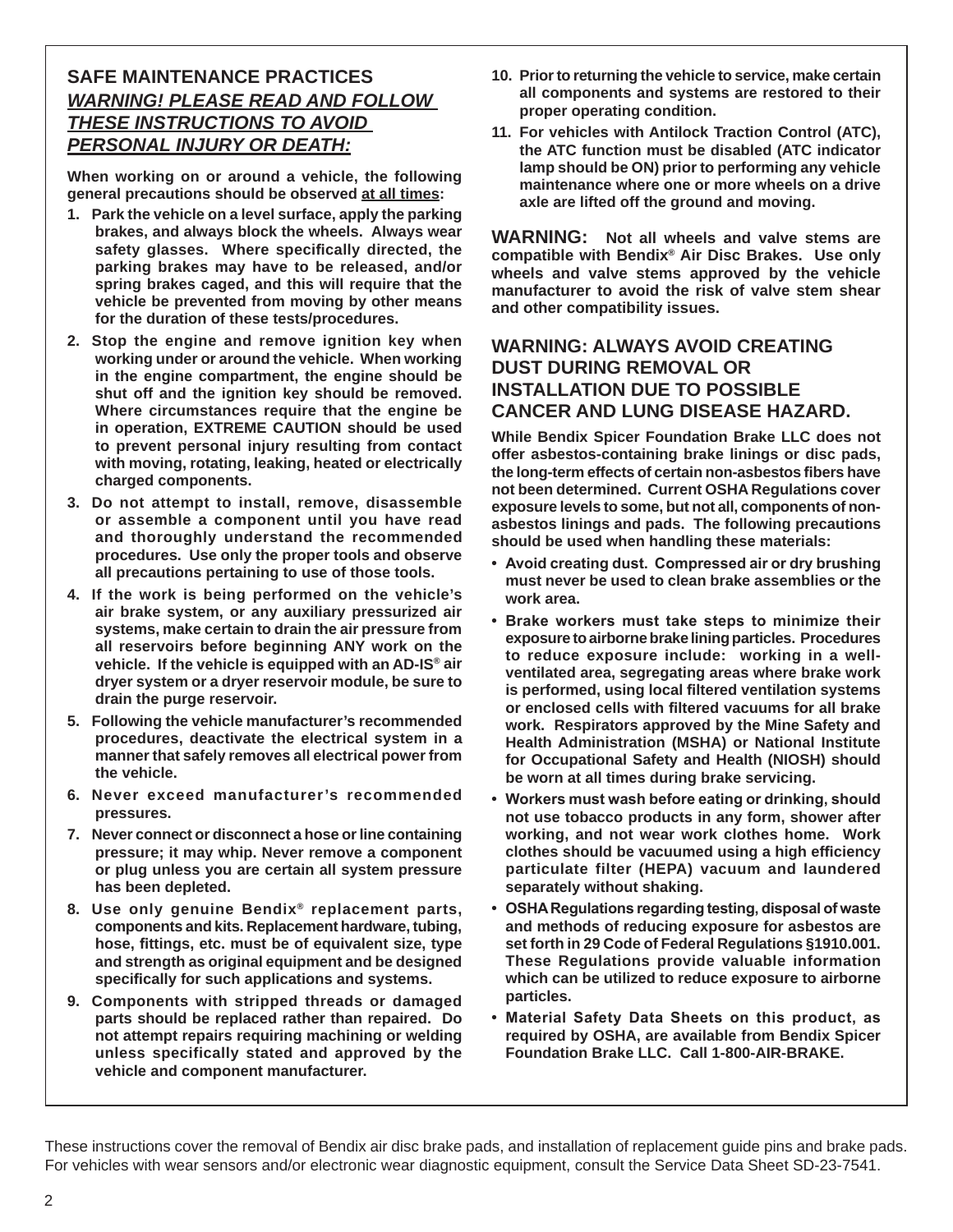## SAFE MAINTENANCE PRACTICES

***WARNING! PLEASE READ AND FOLLOW THESE INSTRUCTIONS TO AVOID PERSONAL INJURY OR DEATH:***

**When working on or around a vehicle, the following general precautions should be observed at all times:**

1. **Park the vehicle on a level surface, apply the parking brakes, and always block the wheels. Always wear safety glasses. Where specifically directed, the parking brakes may have to be released, and/or spring brakes caged, and this will require that the vehicle be prevented from moving by other means for the duration of these tests/procedures.**
2. **Stop the engine and remove ignition key when working under or around the vehicle. When working in the engine compartment, the engine should be shut off and the ignition key should be removed. Where circumstances require that the engine be in operation, EXTREME CAUTION should be used to prevent personal injury resulting from contact with moving, rotating, leaking, heated or electrically charged components.**
3. **Do not attempt to install, remove, disassemble or assemble a component until you have read and thoroughly understand the recommended procedures. Use only the proper tools and observe all precautions pertaining to use of those tools.**
4. **If the work is being performed on the vehicle's air brake system, or any auxiliary pressurized air systems, make certain to drain the air pressure from all reservoirs before beginning ANY work on the vehicle. If the vehicle is equipped with an AD-IS® air dryer system or a dryer reservoir module, be sure to drain the purge reservoir.**
5. **Following the vehicle manufacturer's recommended procedures, deactivate the electrical system in a manner that safely removes all electrical power from the vehicle.**
6. **Never exceed manufacturer's recommended pressures.**
7. **Never connect or disconnect a hose or line containing pressure; it may whip. Never remove a component or plug unless you are certain all system pressure has been depleted.**
8. **Use only genuine Bendix® replacement parts, components and kits. Replacement hardware, tubing, hose, fittings, etc. must be of equivalent size, type and strength as original equipment and be designed specifically for such applications and systems.**
9. **Components with stripped threads or damaged parts should be replaced rather than repaired. Do not attempt repairs requiring machining or welding unless specifically stated and approved by the vehicle and component manufacturer.**
10. **Prior to returning the vehicle to service, make certain all components and systems are restored to their proper operating condition.**
11. **For vehicles with Antilock Traction Control (ATC), the ATC function must be disabled (ATC indicator lamp should be ON) prior to performing any vehicle maintenance where one or more wheels on a drive axle are lifted off the ground and moving.**

**WARNING: Not all wheels and valve stems are compatible with Bendix® Air Disc Brakes. Use only wheels and valve stems approved by the vehicle manufacturer to avoid the risk of valve stem shear and other compatibility issues.**

## WARNING: ALWAYS AVOID CREATING DUST DURING REMOVAL OR INSTALLATION DUE TO POSSIBLE CANCER AND LUNG DISEASE HAZARD.

**While Bendix Spicer Foundation Brake LLC does not offer asbestos-containing brake linings or disc pads, the long-term effects of certain non-asbestos fibers have not been determined. Current OSHA Regulations cover exposure levels to some, but not all, components of non-asbestos linings and pads. The following precautions should be used when handling these materials:**

- **Avoid creating dust. Compressed air or dry brushing must never be used to clean brake assemblies or the work area.**
- **Brake workers must take steps to minimize their exposure to airborne brake lining particles. Procedures to reduce exposure include: working in a well-ventilated area, segregating areas where brake work is performed, using local filtered ventilation systems or enclosed cells with filtered vacuums for all brake work. Respirators approved by the Mine Safety and Health Administration (MSHA) or National Institute for Occupational Safety and Health (NIOSH) should be worn at all times during brake servicing.**
- **Workers must wash before eating or drinking, should not use tobacco products in any form, shower after working, and not wear work clothes home. Work clothes should be vacuumed using a high efficiency particulate filter (HEPA) vacuum and laundered separately without shaking.**
- **OSHA Regulations regarding testing, disposal of waste and methods of reducing exposure for asbestos are set forth in 29 Code of Federal Regulations §1910.001. These Regulations provide valuable information which can be utilized to reduce exposure to airborne particles.**
- **Material Safety Data Sheets on this product, as required by OSHA, are available from Bendix Spicer Foundation Brake LLC. Call 1-800-AIR-BRAKE.**

These instructions cover the removal of Bendix air disc brake pads, and installation of replacement guide pins and brake pads. For vehicles with wear sensors and/or electronic wear diagnostic equipment, consult the Service Data Sheet SD-23-7541.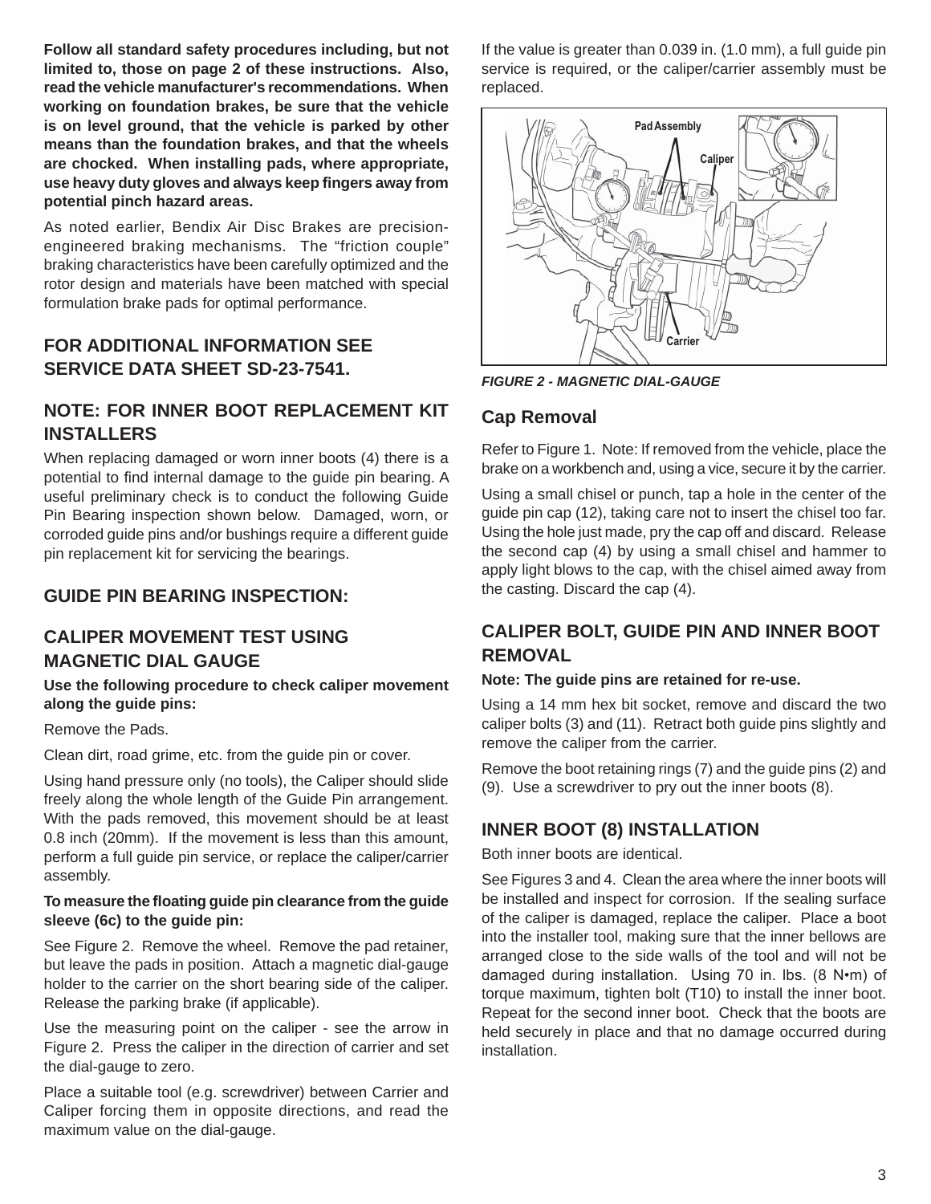**Follow all standard safety procedures including, but not limited to, those on page 2 of these instructions. Also, read the vehicle manufacturer's recommendations. When working on foundation brakes, be sure that the vehicle is on level ground, that the vehicle is parked by other means than the foundation brakes, and that the wheels are chocked. When installing pads, where appropriate, use heavy duty gloves and always keep fingers away from potential pinch hazard areas.**

As noted earlier, Bendix Air Disc Brakes are precision-engineered braking mechanisms. The "friction couple" braking characteristics have been carefully optimized and the rotor design and materials have been matched with special formulation brake pads for optimal performance.

## FOR ADDITIONAL INFORMATION SEE SERVICE DATA SHEET SD-23-7541.

## NOTE: FOR INNER BOOT REPLACEMENT KIT INSTALLERS

When replacing damaged or worn inner boots (4) there is a potential to find internal damage to the guide pin bearing. A useful preliminary check is to conduct the following Guide Pin Bearing inspection shown below. Damaged, worn, or corroded guide pins and/or bushings require a different guide pin replacement kit for servicing the bearings.

## GUIDE PIN BEARING INSPECTION:

## CALIPER MOVEMENT TEST USING MAGNETIC DIAL GAUGE

**Use the following procedure to check caliper movement along the guide pins:**

Remove the Pads.

Clean dirt, road grime, etc. from the guide pin or cover.

Using hand pressure only (no tools), the Caliper should slide freely along the whole length of the Guide Pin arrangement. With the pads removed, this movement should be at least 0.8 inch (20mm). If the movement is less than this amount, perform a full guide pin service, or replace the caliper/carrier assembly.

**To measure the floating guide pin clearance from the guide sleeve (6c) to the guide pin:**

See Figure 2. Remove the wheel. Remove the pad retainer, but leave the pads in position. Attach a magnetic dial-gauge holder to the carrier on the short bearing side of the caliper. Release the parking brake (if applicable).

Use the measuring point on the caliper - see the arrow in Figure 2. Press the caliper in the direction of carrier and set the dial-gauge to zero.

Place a suitable tool (e.g. screwdriver) between Carrier and Caliper forcing them in opposite directions, and read the maximum value on the dial-gauge.

If the value is greater than 0.039 in. (1.0 mm), a full guide pin service is required, or the caliper/carrier assembly must be replaced.

*FIGURE 2 - MAGNETIC DIAL-GAUGE*

## Cap Removal

Refer to Figure 1. Note: If removed from the vehicle, place the brake on a workbench and, using a vice, secure it by the carrier.

Using a small chisel or punch, tap a hole in the center of the guide pin cap (12), taking care not to insert the chisel too far. Using the hole just made, pry the cap off and discard. Release the second cap (4) by using a small chisel and hammer to apply light blows to the cap, with the chisel aimed away from the casting. Discard the cap (4).

## CALIPER BOLT, GUIDE PIN AND INNER BOOT REMOVAL

**Note: The guide pins are retained for re-use.**

Using a 14 mm hex bit socket, remove and discard the two caliper bolts (3) and (11). Retract both guide pins slightly and remove the caliper from the carrier.

Remove the boot retaining rings (7) and the guide pins (2) and (9). Use a screwdriver to pry out the inner boots (8).

## INNER BOOT (8) INSTALLATION

Both inner boots are identical.

See Figures 3 and 4. Clean the area where the inner boots will be installed and inspect for corrosion. If the sealing surface of the caliper is damaged, replace the caliper. Place a boot into the installer tool, making sure that the inner bellows are arranged close to the side walls of the tool and will not be damaged during installation. Using 70 in. lbs. (8 N•m) of torque maximum, tighten bolt (T10) to install the inner boot. Repeat for the second inner boot. Check that the boots are held securely in place and that no damage occurred during installation.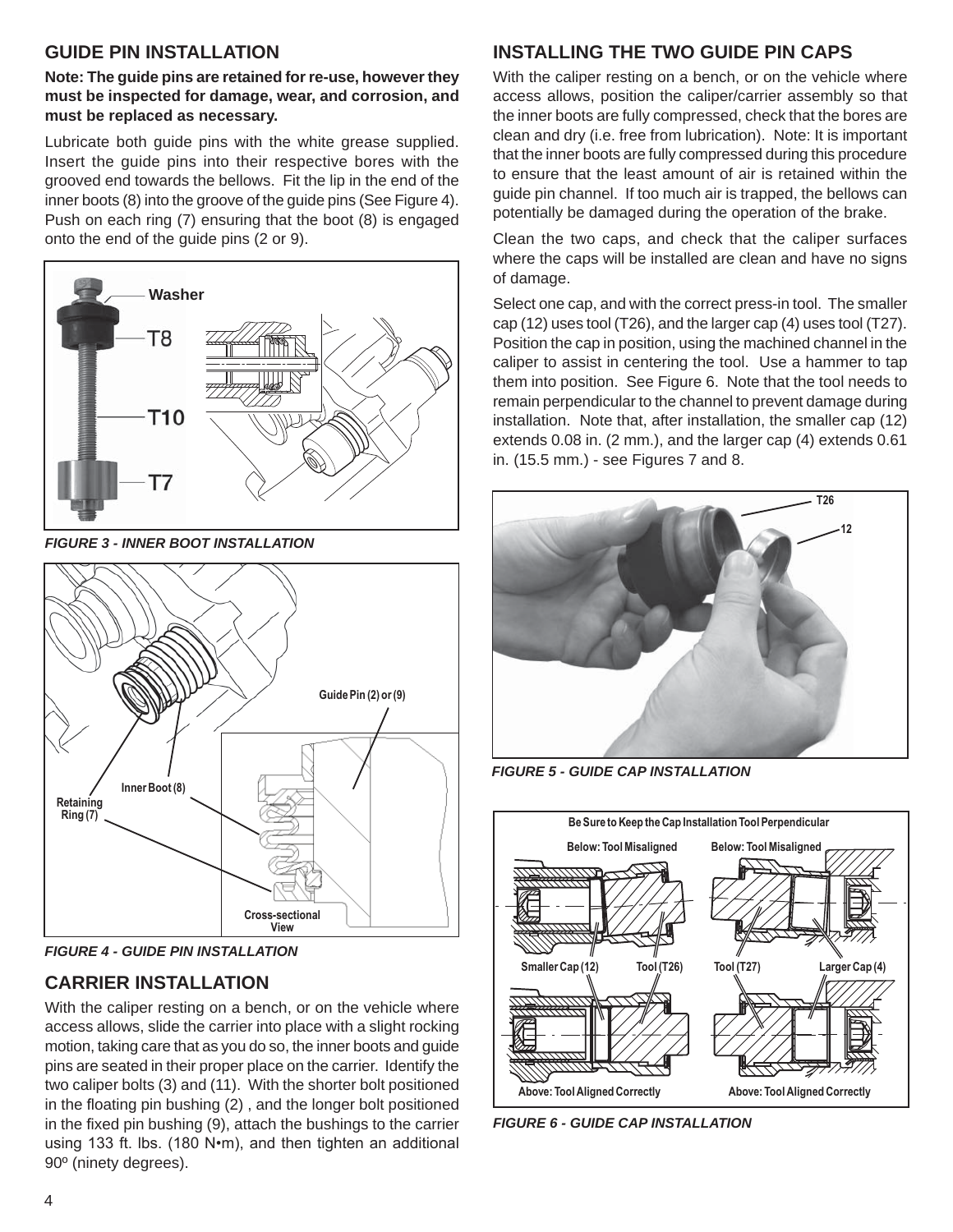## GUIDE PIN INSTALLATION

**Note: The guide pins are retained for re-use, however they must be inspected for damage, wear, and corrosion, and must be replaced as necessary.**

Lubricate both guide pins with the white grease supplied. Insert the guide pins into their respective bores with the grooved end towards the bellows. Fit the lip in the end of the inner boots (8) into the groove of the guide pins (See Figure 4). Push on each ring (7) ensuring that the boot (8) is engaged onto the end of the guide pins (2 or 9).

*FIGURE 3 - INNER BOOT INSTALLATION*

*FIGURE 4 - GUIDE PIN INSTALLATION*

## CARRIER INSTALLATION

With the caliper resting on a bench, or on the vehicle where access allows, slide the carrier into place with a slight rocking motion, taking care that as you do so, the inner boots and guide pins are seated in their proper place on the carrier. Identify the two caliper bolts (3) and (11). With the shorter bolt positioned in the floating pin bushing (2) , and the longer bolt positioned in the fixed pin bushing (9), attach the bushings to the carrier using 133 ft. lbs. (180 N•m), and then tighten an additional 90º (ninety degrees).

## INSTALLING THE TWO GUIDE PIN CAPS

With the caliper resting on a bench, or on the vehicle where access allows, position the caliper/carrier assembly so that the inner boots are fully compressed, check that the bores are clean and dry (i.e. free from lubrication). Note: It is important that the inner boots are fully compressed during this procedure to ensure that the least amount of air is retained within the guide pin channel. If too much air is trapped, the bellows can potentially be damaged during the operation of the brake.

Clean the two caps, and check that the caliper surfaces where the caps will be installed are clean and have no signs of damage.

Select one cap, and with the correct press-in tool. The smaller cap (12) uses tool (T26), and the larger cap (4) uses tool (T27). Position the cap in position, using the machined channel in the caliper to assist in centering the tool. Use a hammer to tap them into position. See Figure 6. Note that the tool needs to remain perpendicular to the channel to prevent damage during installation. Note that, after installation, the smaller cap (12) extends 0.08 in. (2 mm.), and the larger cap (4) extends 0.61 in. (15.5 mm.) - see Figures 7 and 8.

*FIGURE 5 - GUIDE CAP INSTALLATION*

*FIGURE 6 - GUIDE CAP INSTALLATION*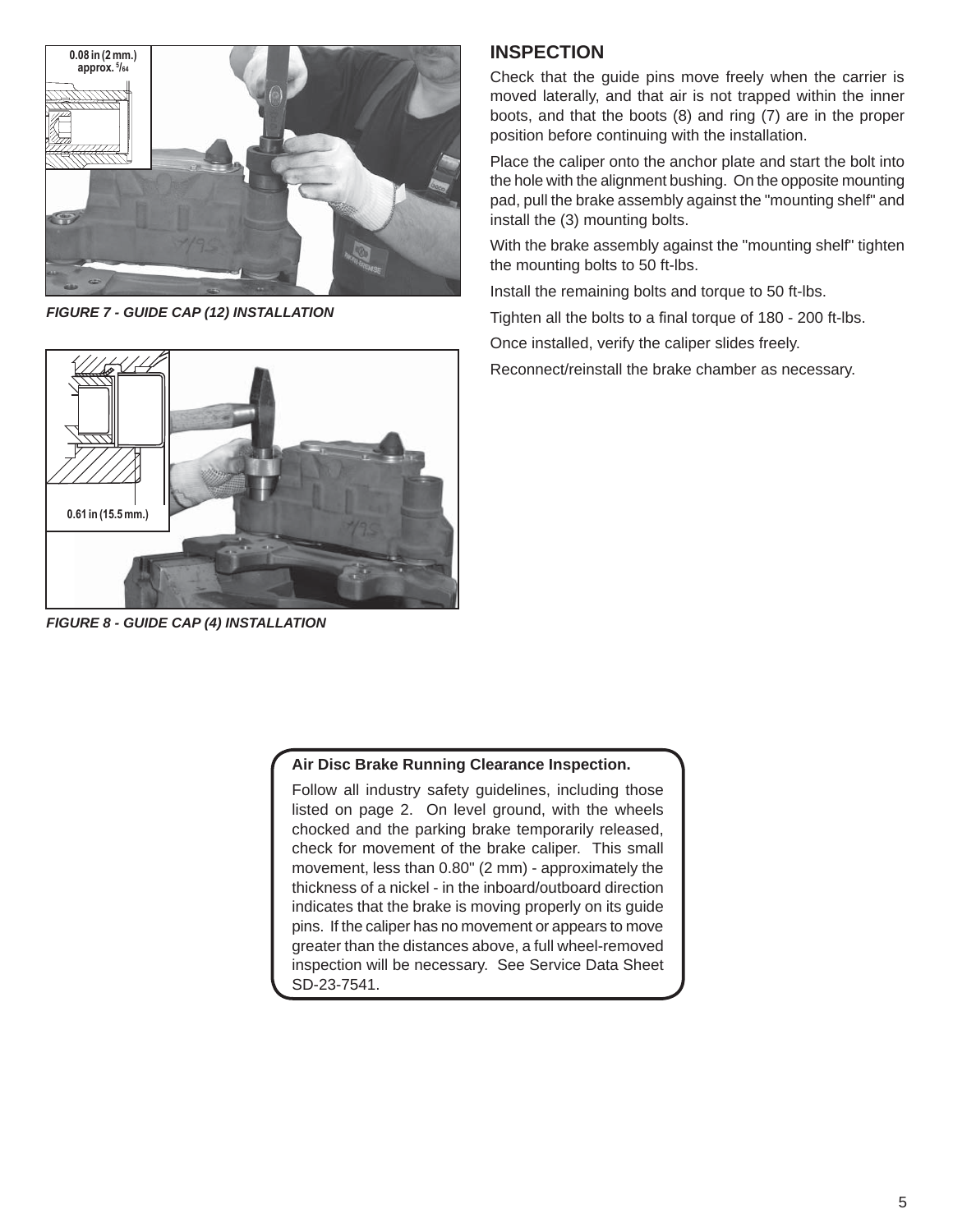0.08 in (2 mm.)
approx. 5/64

FIGURE 7 - GUIDE CAP (12) INSTALLATION

0.61 in (15.5 mm.)

FIGURE 8 - GUIDE CAP (4) INSTALLATION

## INSPECTION

Check that the guide pins move freely when the carrier is moved laterally, and that air is not trapped within the inner boots, and that the boots (8) and ring (7) are in the proper position before continuing with the installation.

Place the caliper onto the anchor plate and start the bolt into the hole with the alignment bushing. On the opposite mounting pad, pull the brake assembly against the "mounting shelf" and install the (3) mounting bolts.

With the brake assembly against the "mounting shelf" tighten the mounting bolts to 50 ft-lbs.

Install the remaining bolts and torque to 50 ft-lbs.

Tighten all the bolts to a final torque of 180 - 200 ft-lbs.

Once installed, verify the caliper slides freely.

Reconnect/reinstall the brake chamber as necessary.

**Air Disc Brake Running Clearance Inspection.**

Follow all industry safety guidelines, including those listed on page 2. On level ground, with the wheels chocked and the parking brake temporarily released, check for movement of the brake caliper. This small movement, less than 0.80" (2 mm) - approximately the thickness of a nickel - in the inboard/outboard direction indicates that the brake is moving properly on its guide pins. If the caliper has no movement or appears to move greater than the distances above, a full wheel-removed inspection will be necessary. See Service Data Sheet SD-23-7541.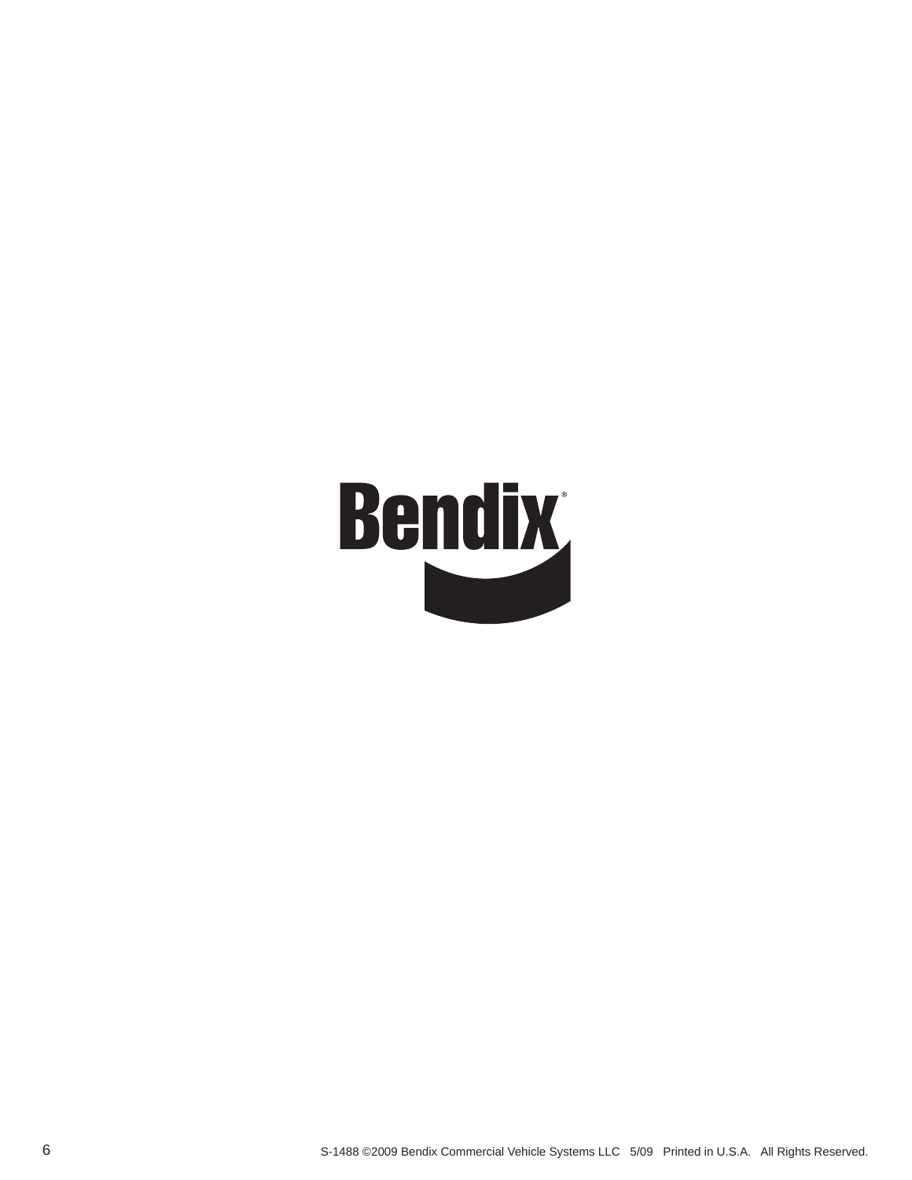Bendix®

S-1488 ©2009 Bendix Commercial Vehicle Systems LLC 5/09 Printed in U.S.A. All Rights Reserved.